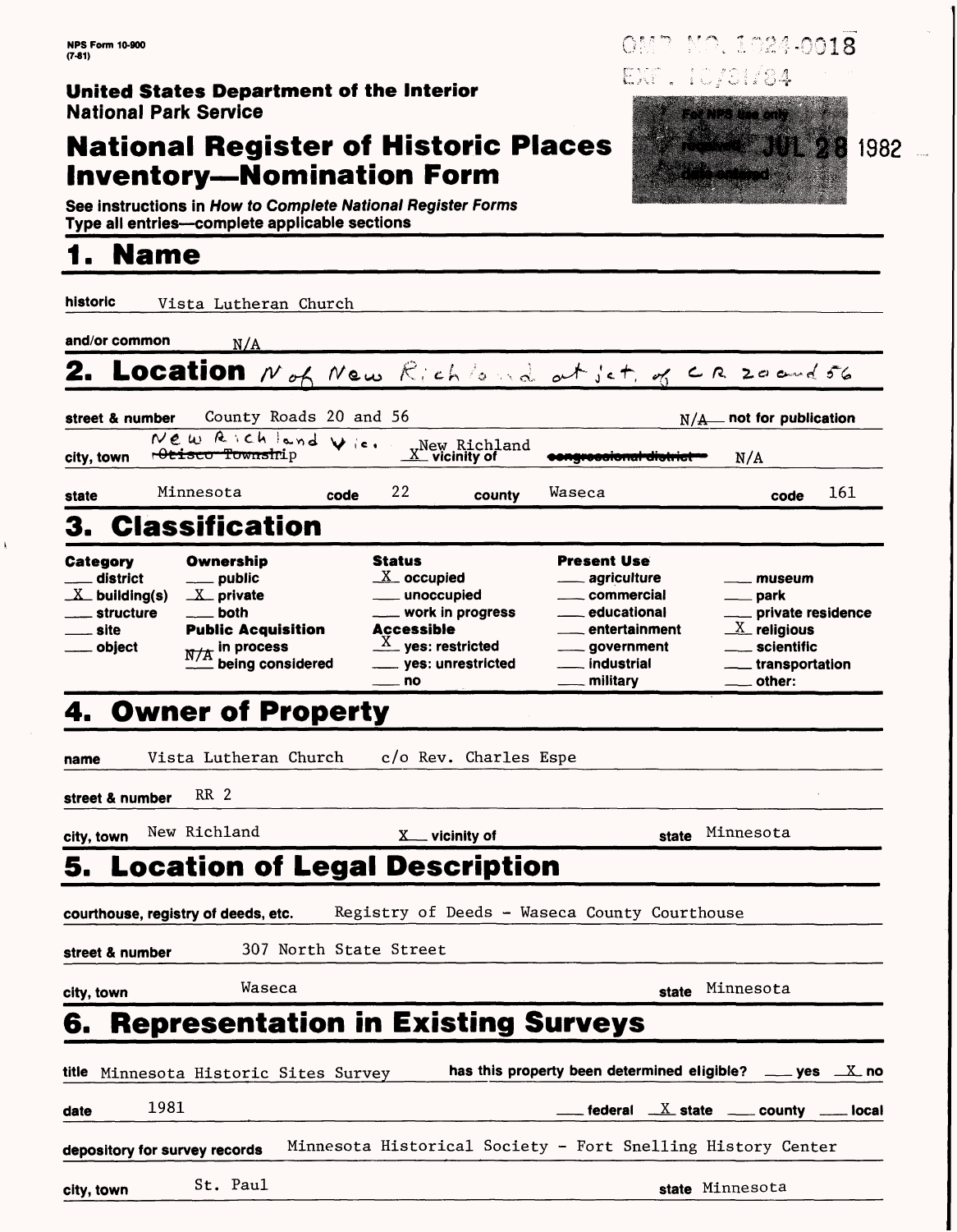NPS Form 10-900
(7-81)

OMB NO. 1024-0018
EXP. 10/31/84

**United States Department of the Interior**
**National Park Service**

# National Register of Historic Places Inventory—Nomination Form

For NPS use only
received JUL 28 1982
date entered

See instructions in *How to Complete National Register Forms*
Type all entries—complete applicable sections

## 1. Name

historic: Vista Lutheran Church

and/or common: N/A

## 2. Location

N of New Richland at jct. of CR 20 and 56

street & number: County Roads 20 and 56 — N/A not for publication

city, town: New Richland Vic. ~~Otisco Township~~ — X vicinity of New Richland — ~~congressional district~~ N/A

state: Minnesota — code: 22 — county: Waseca — code: 161

## 3. Classification

| Category | Ownership | Status | Present Use | |
|---|---|---|---|---|
| ___ district | ___ public | X occupied | ___ agriculture | ___ museum |
| X building(s) | X private | ___ unoccupied | ___ commercial | ___ park |
| ___ structure | ___ both | ___ work in progress | ___ educational | ___ private residence |
| ___ site | **Public Acquisition** | **Accessible** | ___ entertainment | X religious |
| ___ object | ___ in process | X yes: restricted | ___ government | ___ scientific |
| | N/A being considered | ___ yes: unrestricted | ___ industrial | ___ transportation |
| | | ___ no | ___ military | ___ other: |

## 4. Owner of Property

name: Vista Lutheran Church c/o Rev. Charles Espe

street & number: RR 2

city, town: New Richland — X vicinity of — state: Minnesota

## 5. Location of Legal Description

courthouse, registry of deeds, etc.: Registry of Deeds - Waseca County Courthouse

street & number: 307 North State Street

city, town: Waseca — state: Minnesota

## 6. Representation in Existing Surveys

title: Minnesota Historic Sites Survey — has this property been determined eligible? ___ yes X no

date: 1981 — ___ federal X state ___ county ___ local

depository for survey records: Minnesota Historical Society - Fort Snelling History Center

city, town: St. Paul — state: Minnesota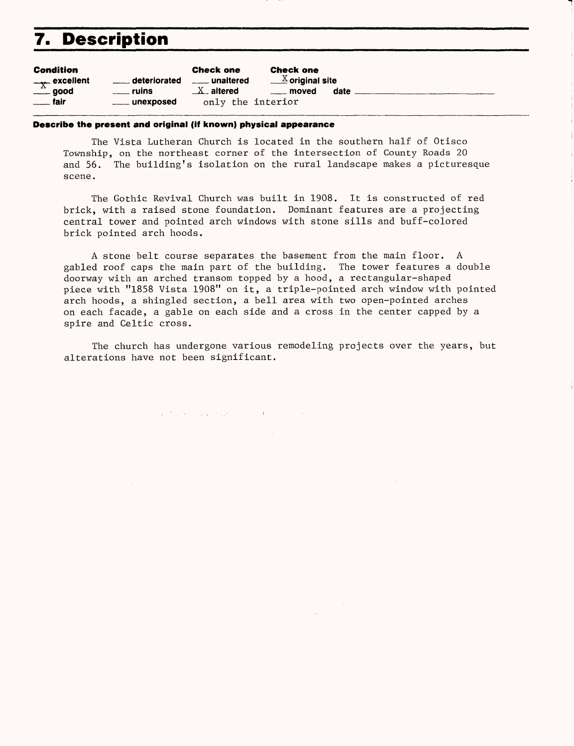# 7. Description

| Condition | | Check one | Check one |
|---|---|---|---|
| X excellent | ___ deteriorated | ___ unaltered | X original site |
| ___ good | ___ ruins | X altered | ___ moved date ___ |
| ___ fair | ___ unexposed | only the interior | |

**Describe the present and original (if known) physical appearance**

The Vista Lutheran Church is located in the southern half of Otisco Township, on the northeast corner of the intersection of County Roads 20 and 56. The building's isolation on the rural landscape makes a picturesque scene.

The Gothic Revival Church was built in 1908. It is constructed of red brick, with a raised stone foundation. Dominant features are a projecting central tower and pointed arch windows with stone sills and buff-colored brick pointed arch hoods.

A stone belt course separates the basement from the main floor. A gabled roof caps the main part of the building. The tower features a double doorway with an arched transom topped by a hood, a rectangular-shaped piece with "1858 Vista 1908" on it, a triple-pointed arch window with pointed arch hoods, a shingled section, a bell area with two open-pointed arches on each facade, a gable on each side and a cross in the center capped by a spire and Celtic cross.

The church has undergone various remodeling projects over the years, but alterations have not been significant.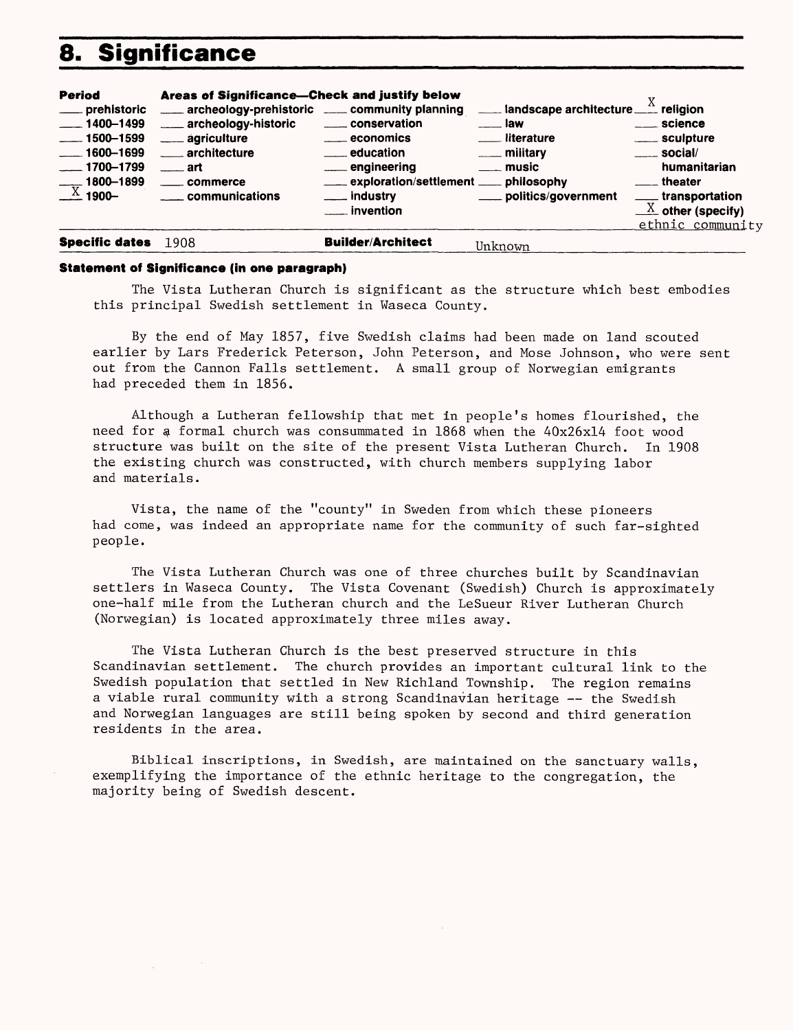# 8. Significance

| Period | Areas of Significance—Check and justify below | | | |
|---|---|---|---|---|
| ___ prehistoric | ___ archeology-prehistoric | ___ community planning | ___ landscape architecture | X religion |
| ___ 1400–1499 | ___ archeology-historic | ___ conservation | ___ law | ___ science |
| ___ 1500–1599 | ___ agriculture | ___ economics | ___ literature | ___ sculpture |
| ___ 1600–1699 | ___ architecture | ___ education | ___ military | ___ social/humanitarian |
| ___ 1700–1799 | ___ art | ___ engineering | ___ music | ___ theater |
| ___ 1800–1899 | ___ commerce | ___ exploration/settlement | ___ philosophy | ___ transportation |
| X 1900– | ___ communications | ___ industry | ___ politics/government | X other (specify) ethnic community |
| | | ___ invention | | |

**Specific dates** 1908 **Builder/Architect** Unknown

**Statement of Significance (in one paragraph)**

The Vista Lutheran Church is significant as the structure which best embodies this principal Swedish settlement in Waseca County.

By the end of May 1857, five Swedish claims had been made on land scouted earlier by Lars Frederick Peterson, John Peterson, and Mose Johnson, who were sent out from the Cannon Falls settlement. A small group of Norwegian emigrants had preceded them in 1856.

Although a Lutheran fellowship that met in people's homes flourished, the need for a formal church was consummated in 1868 when the 40x26x14 foot wood structure was built on the site of the present Vista Lutheran Church. In 1908 the existing church was constructed, with church members supplying labor and materials.

Vista, the name of the "county" in Sweden from which these pioneers had come, was indeed an appropriate name for the community of such far-sighted people.

The Vista Lutheran Church was one of three churches built by Scandinavian settlers in Waseca County. The Vista Covenant (Swedish) Church is approximately one-half mile from the Lutheran church and the LeSueur River Lutheran Church (Norwegian) is located approximately three miles away.

The Vista Lutheran Church is the best preserved structure in this Scandinavian settlement. The church provides an important cultural link to the Swedish population that settled in New Richland Township. The region remains a viable rural community with a strong Scandinavian heritage -- the Swedish and Norwegian languages are still being spoken by second and third generation residents in the area.

Biblical inscriptions, in Swedish, are maintained on the sanctuary walls, exemplifying the importance of the ethnic heritage to the congregation, the majority being of Swedish descent.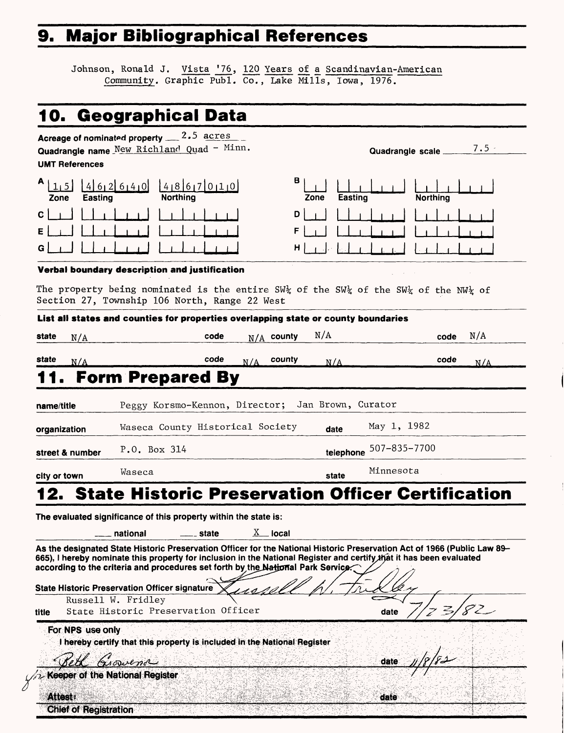## 9. Major Bibliographical References

Johnson, Ronald J. Vista '76, 120 Years of a Scandinavian-American Community. Graphic Publ. Co., Lake Mills, Iowa, 1976.

## 10. Geographical Data

**Acreage of nominated property** 2.5 acres
**Quadrangle name** New Richland Quad - Minn. **Quadrangle scale** 7.5

**UMT References**

| | Zone | Easting | Northing | | Zone | Easting | Northing |
|---|---|---|---|---|---|---|---|
| A | 15 | 462640 | 4867010 | B | | | |
| C | | | | D | | | |
| E | | | | F | | | |
| G | | | | H | | | |

**Verbal boundary description and justification**

The property being nominated is the entire SW¼ of the SW¼ of the SW¼ of the NW¼ of Section 27, Township 106 North, Range 22 West

**List all states and counties for properties overlapping state or county boundaries**

| state | code | county | code |
|---|---|---|---|
| N/A | N/A | N/A | N/A |
| N/A | N/A | N/A | N/A |

## 11. Form Prepared By

**name/title** Peggy Korsmo-Kennon, Director; Jan Brown, Curator

**organization** Waseca County Historical Society **date** May 1, 1982

**street & number** P.O. Box 314 **telephone** 507-835-7700

**city or town** Waseca **state** Minnesota

## 12. State Historic Preservation Officer Certification

**The evaluated significance of this property within the state is:**

___ national ___ state X local

As the designated State Historic Preservation Officer for the National Historic Preservation Act of 1966 (Public Law 89-665), I hereby nominate this property for inclusion in the National Register and certify that it has been evaluated according to the criteria and procedures set forth by the National Park Service.

**State Historic Preservation Officer signature** Russell W. Fridley

Russell W. Fridley
**title** State Historic Preservation Officer **date** 7/23/82

**For NPS use only**
I hereby certify that this property is included in the National Register

Beth Grosvenor **date** 11/8/82
for **Keeper of the National Register**

**Attest:** **date**
**Chief of Registration**